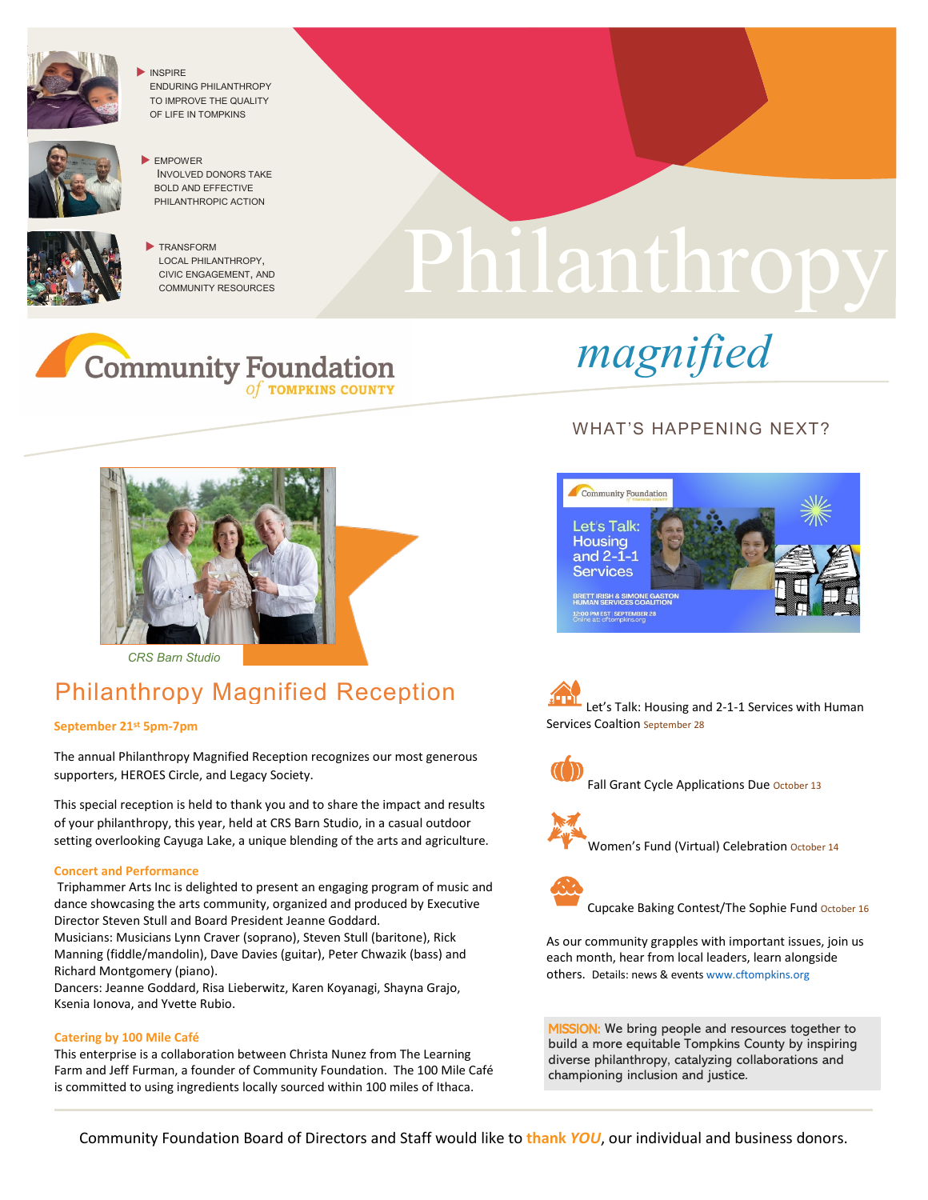- INSPIRE ENDURING PHILANTHROPY TO IMPROVE THE QUALITY OF LIFE IN TOMPKINS
- EMPOWER INVOLVED DONORS TAKE BOLD AND EFFECTIVE PHILANTHROPIC ACTION
- TRANSFORM LOCAL PHILANTHROPY, CIVIC ENGAGEMENT, AND COMMUNITY RESOURCES

# Philanthropy *magnified*

Community Foundation of TOMPKINS COUNTY

CRS Barn Studio

## Philanthropy Magnified Reception

**September 21st 5pm-7pm**

The annual Philanthropy Magnified Reception recognizes our most generous supporters, HEROES Circle, and Legacy Society.

This special reception is held to thank you and to share the impact and results of your philanthropy, this year, held at CRS Barn Studio, in a casual outdoor setting overlooking Cayuga Lake, a unique blending of the arts and agriculture.

**Concert and Performance**

Triphammer Arts Inc is delighted to present an engaging program of music and dance showcasing the arts community, organized and produced by Executive Director Steven Stull and Board President Jeanne Goddard.
Musicians: Musicians Lynn Craver (soprano), Steven Stull (baritone), Rick Manning (fiddle/mandolin), Dave Davies (guitar), Peter Chwazik (bass) and Richard Montgomery (piano).
Dancers: Jeanne Goddard, Risa Lieberwitz, Karen Koyanagi, Shayna Grajo, Ksenia Ionova, and Yvette Rubio.

**Catering by 100 Mile Café**

This enterprise is a collaboration between Christa Nunez from The Learning Farm and Jeff Furman, a founder of Community Foundation. The 100 Mile Café is committed to using ingredients locally sourced within 100 miles of Ithaca.

## WHAT'S HAPPENING NEXT?

Let's Talk: Housing and 2-1-1 Services
BRETT IRISH & SIMONE GASTON HUMAN SERVICES COALITION
12:00 PM EST SEPTEMBER 28
Online at cftompkins.org

- Let's Talk: Housing and 2-1-1 Services with Human Services Coaltion September 28
- Fall Grant Cycle Applications Due October 13
- Women's Fund (Virtual) Celebration October 14
- Cupcake Baking Contest/The Sophie Fund October 16

As our community grapples with important issues, join us each month, hear from local leaders, learn alongside others. Details: news & events www.cftompkins.org

MISSION: We bring people and resources together to build a more equitable Tompkins County by inspiring diverse philanthropy, catalyzing collaborations and championing inclusion and justice.

Community Foundation Board of Directors and Staff would like to **thank *YOU***, our individual and business donors.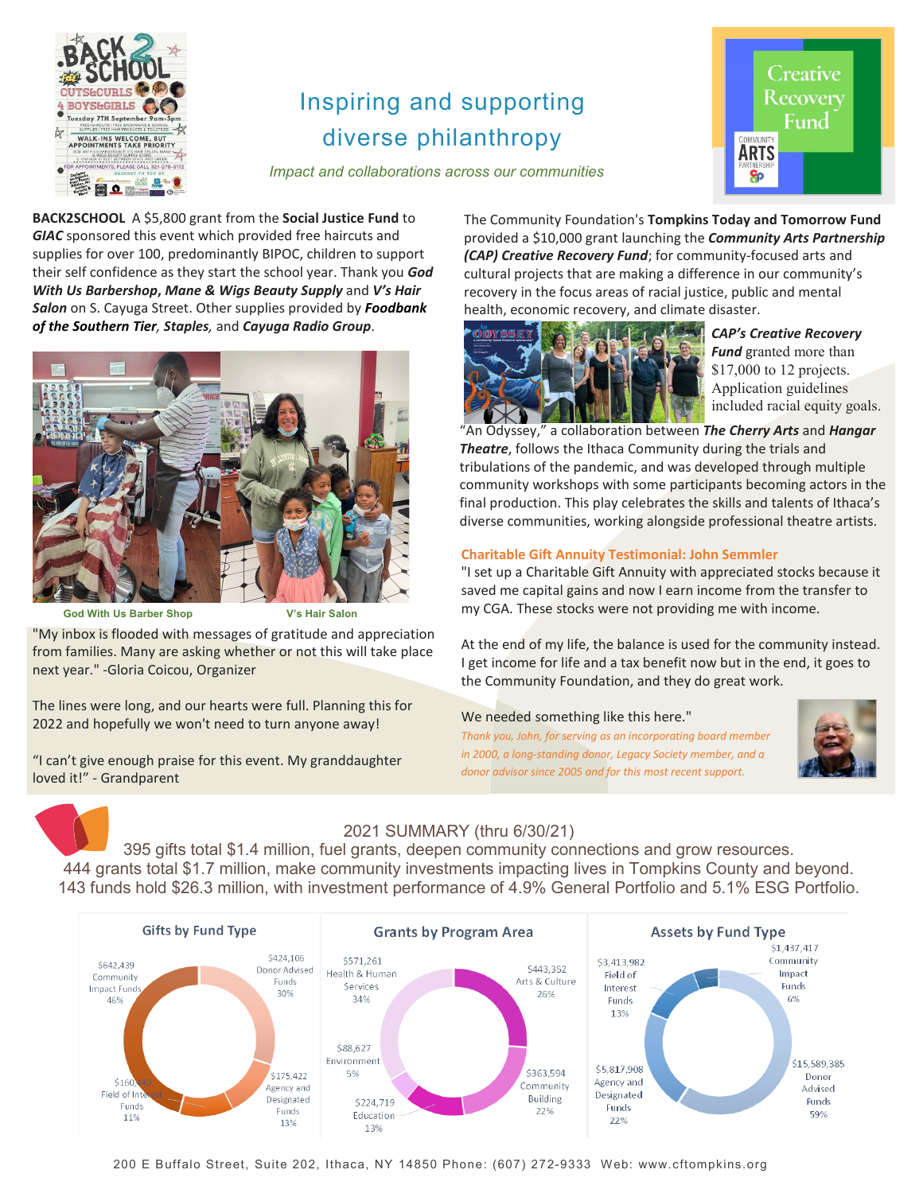# Inspiring and supporting diverse philanthropy

*Impact and collaborations across our communities*

**BACK2SCHOOL** A $5,800 grant from the **Social Justice Fund** to ***GIAC*** sponsored this event which provided free haircuts and supplies for over 100, predominantly BIPOC, children to support their self confidence as they start the school year. Thank you ***God With Us Barbershop***, ***Mane & Wigs Beauty Supply*** and ***V's Hair Salon*** on S. Cayuga Street. Other supplies provided by ***Foodbank of the Southern Tier***, ***Staples***, and ***Cayuga Radio Group***.

God With Us Barber Shop

V's Hair Salon

"My inbox is flooded with messages of gratitude and appreciation from families. Many are asking whether or not this will take place next year." -Gloria Coicou, Organizer

The lines were long, and our hearts were full. Planning this for 2022 and hopefully we won't need to turn anyone away!

"I can't give enough praise for this event. My granddaughter loved it!" - Grandparent

The Community Foundation's **Tompkins Today and Tomorrow Fund** provided a $10,000 grant launching the ***Community Arts Partnership (CAP) Creative Recovery Fund***; for community-focused arts and cultural projects that are making a difference in our community's recovery in the focus areas of racial justice, public and mental health, economic recovery, and climate disaster.

***CAP's Creative Recovery Fund*** granted more than $17,000 to 12 projects. Application guidelines included racial equity goals.

"An Odyssey," a collaboration between ***The Cherry Arts*** and ***Hangar Theatre***, follows the Ithaca Community during the trials and tribulations of the pandemic, and was developed through multiple community workshops with some participants becoming actors in the final production. This play celebrates the skills and talents of Ithaca's diverse communities, working alongside professional theatre artists.

### Charitable Gift Annuity Testimonial: John Semmler

"I set up a Charitable Gift Annuity with appreciated stocks because it saved me capital gains and now I earn income from the transfer to my CGA. These stocks were not providing me with income.

At the end of my life, the balance is used for the community instead. I get income for life and a tax benefit now but in the end, it goes to the Community Foundation, and they do great work.

We needed something like this here."

*Thank you, John, for serving as an incorporating board member in 2000, a long-standing donor, Legacy Society member, and a donor advisor since 2005 and for this most recent support.*

## 2021 SUMMARY (thru 6/30/21)

395 gifts total $1.4 million, fuel grants, deepen community connections and grow resources.
444 grants total $1.7 million, make community investments impacting lives in Tompkins County and beyond.
143 funds hold $26.3 million, with investment performance of 4.9% General Portfolio and 5.1% ESG Portfolio.

**Gifts by Fund Type**

$642,439 Community Impact Funds 46%
$424,106 Donor Advised Funds 30%
$175,422 Agency and Designated Funds 13%
$160,440 Field of Interest Funds 11%

**Grants by Program Area**

$571,261 Health & Human Services 34%
$443,352 Arts & Culture 26%
$363,594 Community Building 22%
$224,719 Education 13%
$88,627 Environment 5%

**Assets by Fund Type**

$15,589,385 Donor Advised Funds 59%
$5,817,908 Agency and Designated Funds 22%
$3,413,982 Field of Interest Funds 13%
$1,437,417 Community Impact Funds 6%

200 E Buffalo Street, Suite 202, Ithaca, NY 14850 Phone: (607) 272-9333 Web: www.cftompkins.org